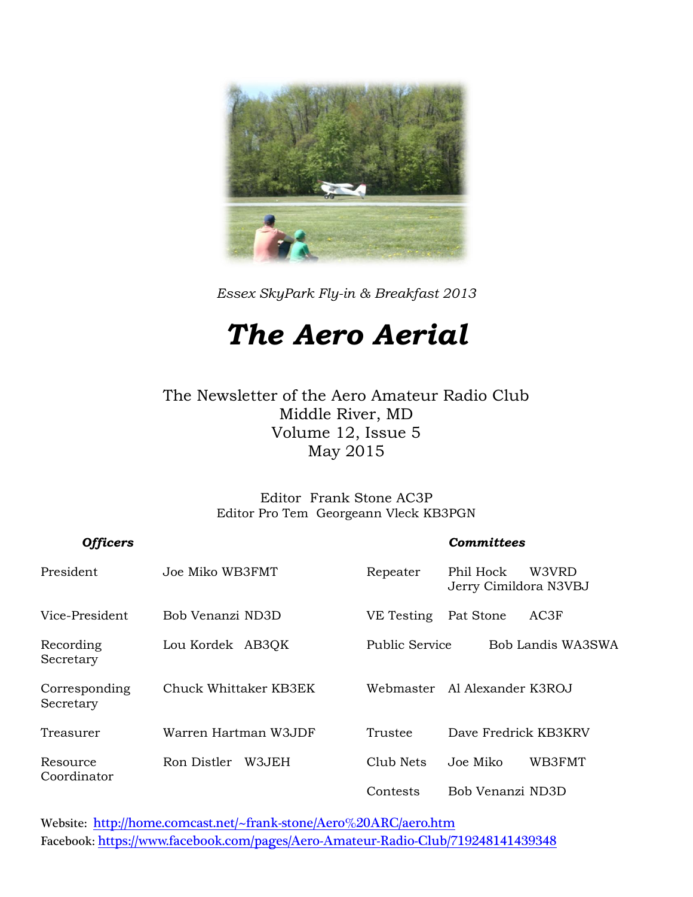*Essex SkyPark Fly-in & Breakfast 2013*

# *The Aero Aerial*

The Newsletter of the Aero Amateur Radio Club
Middle River, MD
Volume 12, Issue 5
May 2015

Editor Frank Stone AC3P
Editor Pro Tem Georgeann Vleck KB3PGN

| ***Officers*** | | ***Committees*** | |
|---|---|---|---|
| President | Joe Miko WB3FMT | Repeater | Phil Hock W3VRD<br>Jerry Cimildora N3VBJ |
| Vice-President | Bob Venanzi ND3D | VE Testing | Pat Stone AC3F |
| Recording Secretary | Lou Kordek AB3QK | Public Service | Bob Landis WA3SWA |
| Corresponding Secretary | Chuck Whittaker KB3EK | Webmaster | Al Alexander K3ROJ |
| Treasurer | Warren Hartman W3JDF | Trustee | Dave Fredrick KB3KRV |
| Resource Coordinator | Ron Distler W3JEH | Club Nets | Joe Miko WB3FMT |
| | | Contests | Bob Venanzi ND3D |

Website: http://home.comcast.net/~frank-stone/Aero%20ARC/aero.htm
Facebook: https://www.facebook.com/pages/Aero-Amateur-Radio-Club/719248141439348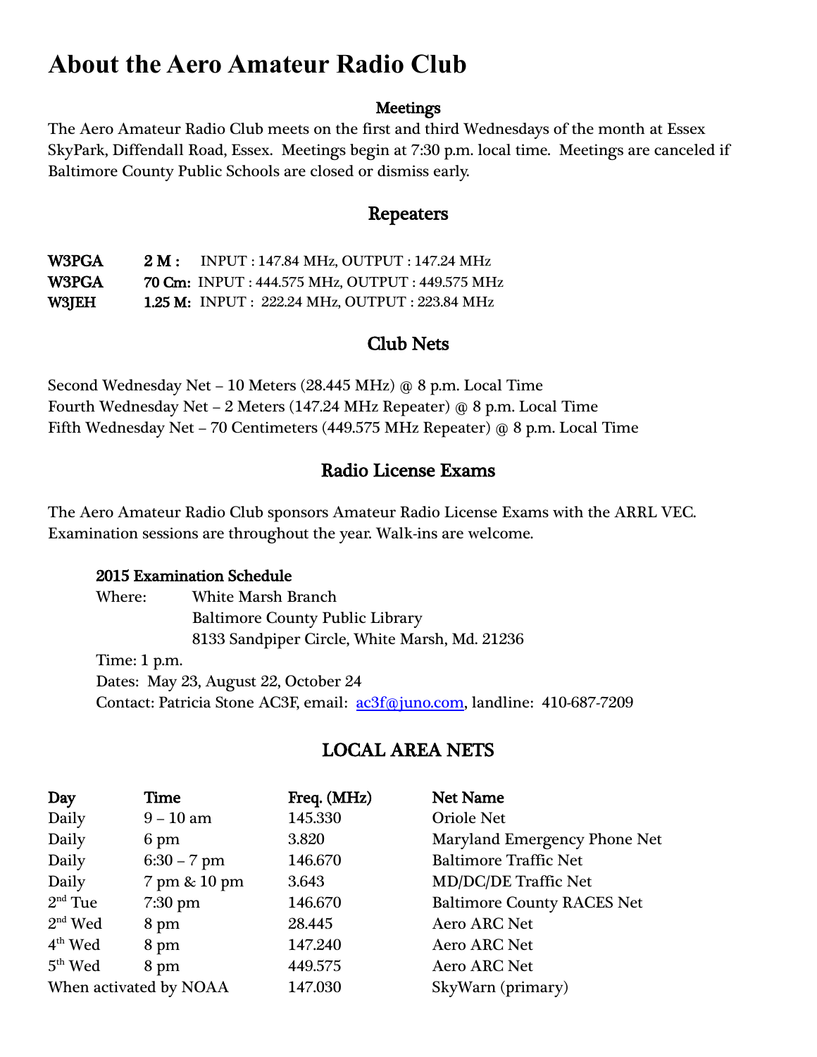# About the Aero Amateur Radio Club

## Meetings

The Aero Amateur Radio Club meets on the first and third Wednesdays of the month at Essex SkyPark, Diffendall Road, Essex. Meetings begin at 7:30 p.m. local time. Meetings are canceled if Baltimore County Public Schools are closed or dismiss early.

## Repeaters

| | | |
|---|---|---|
| **W3PGA** | **2 M :** | INPUT : 147.84 MHz, OUTPUT : 147.24 MHz |
| **W3PGA** | **70 Cm:** | INPUT : 444.575 MHz, OUTPUT : 449.575 MHz |
| **W3JEH** | **1.25 M:** | INPUT : 222.24 MHz, OUTPUT : 223.84 MHz |

## Club Nets

Second Wednesday Net – 10 Meters (28.445 MHz) @ 8 p.m. Local Time
Fourth Wednesday Net – 2 Meters (147.24 MHz Repeater) @ 8 p.m. Local Time
Fifth Wednesday Net – 70 Centimeters (449.575 MHz Repeater) @ 8 p.m. Local Time

## Radio License Exams

The Aero Amateur Radio Club sponsors Amateur Radio License Exams with the ARRL VEC. Examination sessions are throughout the year. Walk-ins are welcome.

**2015 Examination Schedule**
Where: White Marsh Branch
Baltimore County Public Library
8133 Sandpiper Circle, White Marsh, Md. 21236
Time: 1 p.m.
Dates: May 23, August 22, October 24
Contact: Patricia Stone AC3F, email: ac3f@juno.com, landline: 410-687-7209

## LOCAL AREA NETS

| Day | Time | Freq. (MHz) | Net Name |
|---|---|---|---|
| Daily | 9 – 10 am | 145.330 | Oriole Net |
| Daily | 6 pm | 3.820 | Maryland Emergency Phone Net |
| Daily | 6:30 – 7 pm | 146.670 | Baltimore Traffic Net |
| Daily | 7 pm & 10 pm | 3.643 | MD/DC/DE Traffic Net |
| 2nd Tue | 7:30 pm | 146.670 | Baltimore County RACES Net |
| 2nd Wed | 8 pm | 28.445 | Aero ARC Net |
| 4th Wed | 8 pm | 147.240 | Aero ARC Net |
| 5th Wed | 8 pm | 449.575 | Aero ARC Net |
| When activated by NOAA | | 147.030 | SkyWarn (primary) |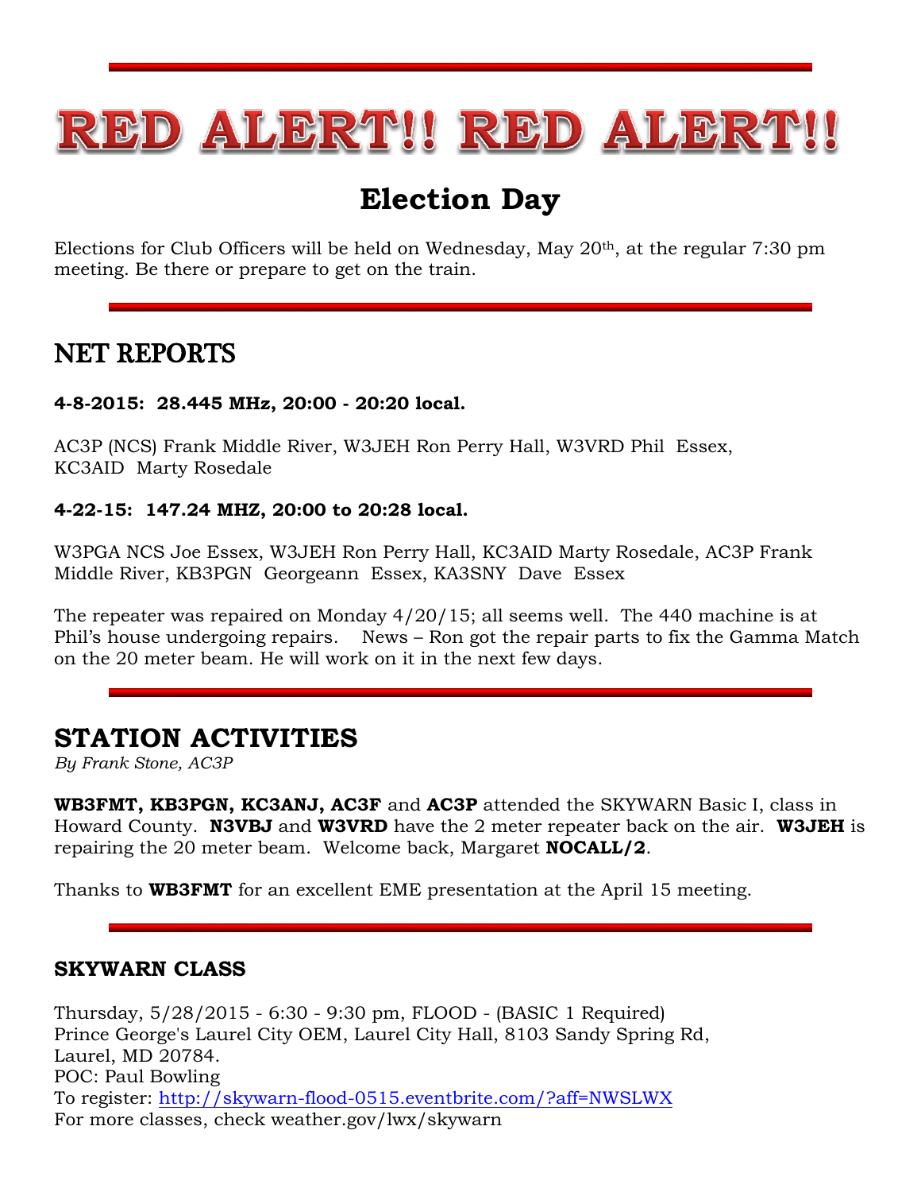# RED ALERT!! RED ALERT!!

## Election Day

Elections for Club Officers will be held on Wednesday, May 20th, at the regular 7:30 pm meeting. Be there or prepare to get on the train.

---

## NET REPORTS

**4-8-2015: 28.445 MHz, 20:00 - 20:20 local.**

AC3P (NCS) Frank Middle River, W3JEH Ron Perry Hall, W3VRD Phil Essex, KC3AID Marty Rosedale

**4-22-15: 147.24 MHZ, 20:00 to 20:28 local.**

W3PGA NCS Joe Essex, W3JEH Ron Perry Hall, KC3AID Marty Rosedale, AC3P Frank Middle River, KB3PGN Georgeann Essex, KA3SNY Dave Essex

The repeater was repaired on Monday 4/20/15; all seems well. The 440 machine is at Phil's house undergoing repairs. News – Ron got the repair parts to fix the Gamma Match on the 20 meter beam. He will work on it in the next few days.

---

## STATION ACTIVITIES

*By Frank Stone, AC3P*

**WB3FMT, KB3PGN, KC3ANJ, AC3F** and **AC3P** attended the SKYWARN Basic I, class in Howard County. **N3VBJ** and **W3VRD** have the 2 meter repeater back on the air. **W3JEH** is repairing the 20 meter beam. Welcome back, Margaret **NOCALL/2**.

Thanks to **WB3FMT** for an excellent EME presentation at the April 15 meeting.

---

### SKYWARN CLASS

Thursday, 5/28/2015 - 6:30 - 9:30 pm, FLOOD - (BASIC 1 Required)
Prince George's Laurel City OEM, Laurel City Hall, 8103 Sandy Spring Rd, Laurel, MD 20784.
POC: Paul Bowling
To register: http://skywarn-flood-0515.eventbrite.com/?aff=NWSLWX
For more classes, check weather.gov/lwx/skywarn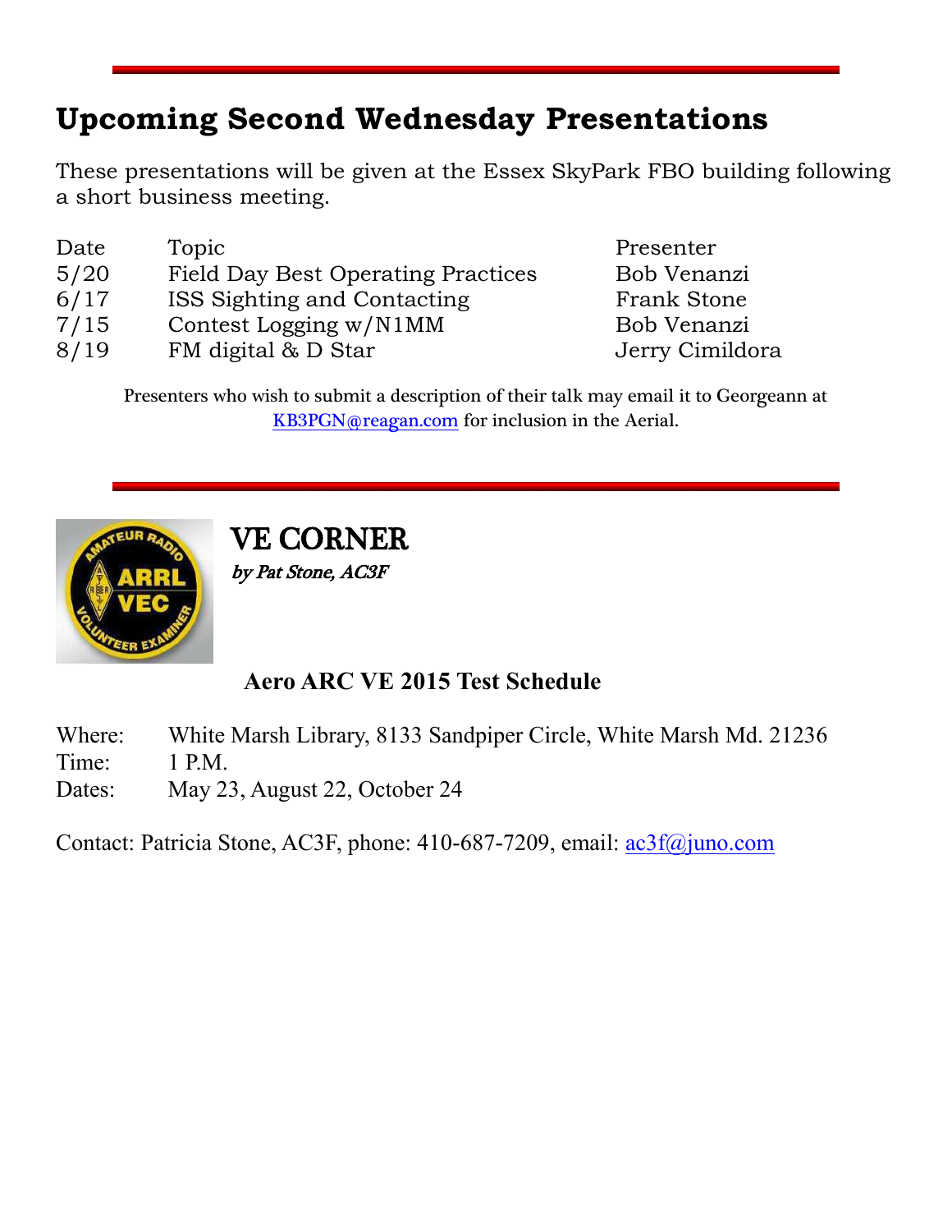## Upcoming Second Wednesday Presentations

These presentations will be given at the Essex SkyPark FBO building following a short business meeting.

| Date | Topic | Presenter |
|---|---|---|
| 5/20 | Field Day Best Operating Practices | Bob Venanzi |
| 6/17 | ISS Sighting and Contacting | Frank Stone |
| 7/15 | Contest Logging w/N1MM | Bob Venanzi |
| 8/19 | FM digital & D Star | Jerry Cimildora |

Presenters who wish to submit a description of their talk may email it to Georgeann at KB3PGN@reagan.com for inclusion in the Aerial.

## VE CORNER

*by Pat Stone, AC3F*

### Aero ARC VE 2015 Test Schedule

Where: White Marsh Library, 8133 Sandpiper Circle, White Marsh Md. 21236
Time: 1 P.M.
Dates: May 23, August 22, October 24

Contact: Patricia Stone, AC3F, phone: 410-687-7209, email: ac3f@juno.com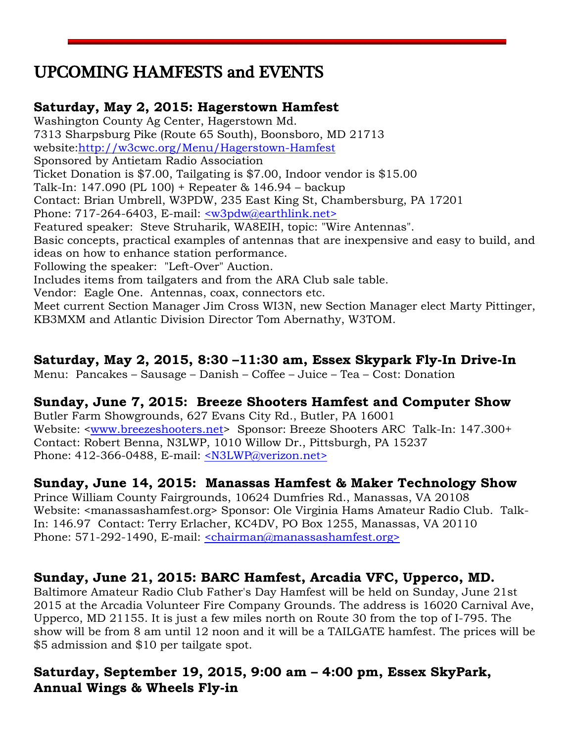# UPCOMING HAMFESTS and EVENTS

### Saturday, May 2, 2015: Hagerstown Hamfest

Washington County Ag Center, Hagerstown Md.
7313 Sharpsburg Pike (Route 65 South), Boonsboro, MD 21713
website:http://w3cwc.org/Menu/Hagerstown-Hamfest
Sponsored by Antietam Radio Association
Ticket Donation is $7.00, Tailgating is $7.00, Indoor vendor is $15.00
Talk-In: 147.090 (PL 100) + Repeater & 146.94 – backup
Contact: Brian Umbrell, W3PDW, 235 East King St, Chambersburg, PA 17201
Phone: 717-264-6403, E-mail: <w3pdw@earthlink.net>
Featured speaker: Steve Struharik, WA8EIH, topic: "Wire Antennas".
Basic concepts, practical examples of antennas that are inexpensive and easy to build, and ideas on how to enhance station performance.
Following the speaker: "Left-Over" Auction.
Includes items from tailgaters and from the ARA Club sale table.
Vendor: Eagle One. Antennas, coax, connectors etc.
Meet current Section Manager Jim Cross WI3N, new Section Manager elect Marty Pittinger, KB3MXM and Atlantic Division Director Tom Abernathy, W3TOM.

### Saturday, May 2, 2015, 8:30 –11:30 am, Essex Skypark Fly-In Drive-In

Menu: Pancakes – Sausage – Danish – Coffee – Juice – Tea – Cost: Donation

### Sunday, June 7, 2015: Breeze Shooters Hamfest and Computer Show

Butler Farm Showgrounds, 627 Evans City Rd., Butler, PA 16001
Website: <www.breezeshooters.net> Sponsor: Breeze Shooters ARC Talk-In: 147.300+
Contact: Robert Benna, N3LWP, 1010 Willow Dr., Pittsburgh, PA 15237
Phone: 412-366-0488, E-mail: <N3LWP@verizon.net>

### Sunday, June 14, 2015: Manassas Hamfest & Maker Technology Show

Prince William County Fairgrounds, 10624 Dumfries Rd., Manassas, VA 20108
Website: <manassashamfest.org> Sponsor: Ole Virginia Hams Amateur Radio Club. Talk-In: 146.97 Contact: Terry Erlacher, KC4DV, PO Box 1255, Manassas, VA 20110
Phone: 571-292-1490, E-mail: <chairman@manassashamfest.org>

### Sunday, June 21, 2015: BARC Hamfest, Arcadia VFC, Upperco, MD.

Baltimore Amateur Radio Club Father's Day Hamfest will be held on Sunday, June 21st 2015 at the Arcadia Volunteer Fire Company Grounds. The address is 16020 Carnival Ave, Upperco, MD 21155. It is just a few miles north on Route 30 from the top of I-795. The show will be from 8 am until 12 noon and it will be a TAILGATE hamfest. The prices will be $5 admission and $10 per tailgate spot.

### Saturday, September 19, 2015, 9:00 am – 4:00 pm, Essex SkyPark, Annual Wings & Wheels Fly-in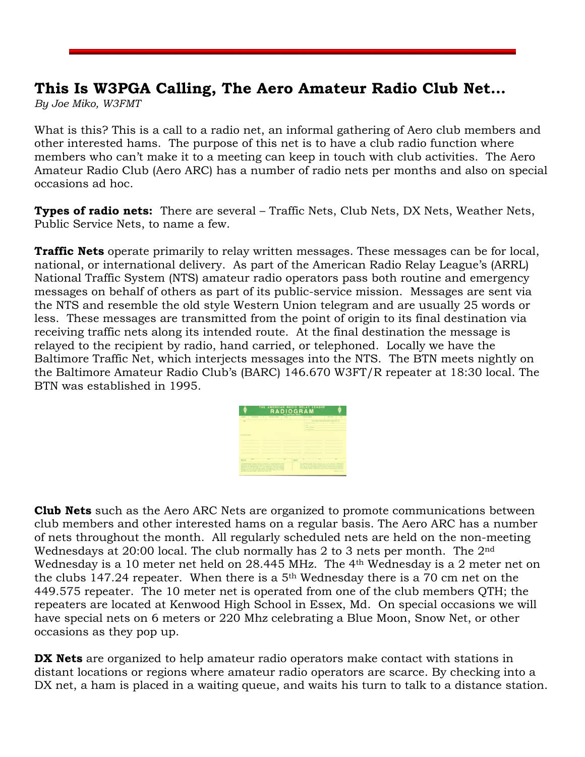## This Is W3PGA Calling, The Aero Amateur Radio Club Net…

*By Joe Miko, W3FMT*

What is this? This is a call to a radio net, an informal gathering of Aero club members and other interested hams. The purpose of this net is to have a club radio function where members who can't make it to a meeting can keep in touch with club activities. The Aero Amateur Radio Club (Aero ARC) has a number of radio nets per months and also on special occasions ad hoc.

**Types of radio nets:** There are several – Traffic Nets, Club Nets, DX Nets, Weather Nets, Public Service Nets, to name a few.

**Traffic Nets** operate primarily to relay written messages. These messages can be for local, national, or international delivery. As part of the American Radio Relay League's (ARRL) National Traffic System (NTS) amateur radio operators pass both routine and emergency messages on behalf of others as part of its public-service mission. Messages are sent via the NTS and resemble the old style Western Union telegram and are usually 25 words or less. These messages are transmitted from the point of origin to its final destination via receiving traffic nets along its intended route. At the final destination the message is relayed to the recipient by radio, hand carried, or telephoned. Locally we have the Baltimore Traffic Net, which interjects messages into the NTS. The BTN meets nightly on the Baltimore Amateur Radio Club's (BARC) 146.670 W3FT/R repeater at 18:30 local. The BTN was established in 1995.

**Club Nets** such as the Aero ARC Nets are organized to promote communications between club members and other interested hams on a regular basis. The Aero ARC has a number of nets throughout the month. All regularly scheduled nets are held on the non-meeting Wednesdays at 20:00 local. The club normally has 2 to 3 nets per month. The 2nd Wednesday is a 10 meter net held on 28.445 MHz. The 4th Wednesday is a 2 meter net on the clubs 147.24 repeater. When there is a 5th Wednesday there is a 70 cm net on the 449.575 repeater. The 10 meter net is operated from one of the club members QTH; the repeaters are located at Kenwood High School in Essex, Md. On special occasions we will have special nets on 6 meters or 220 Mhz celebrating a Blue Moon, Snow Net, or other occasions as they pop up.

**DX Nets** are organized to help amateur radio operators make contact with stations in distant locations or regions where amateur radio operators are scarce. By checking into a DX net, a ham is placed in a waiting queue, and waits his turn to talk to a distance station.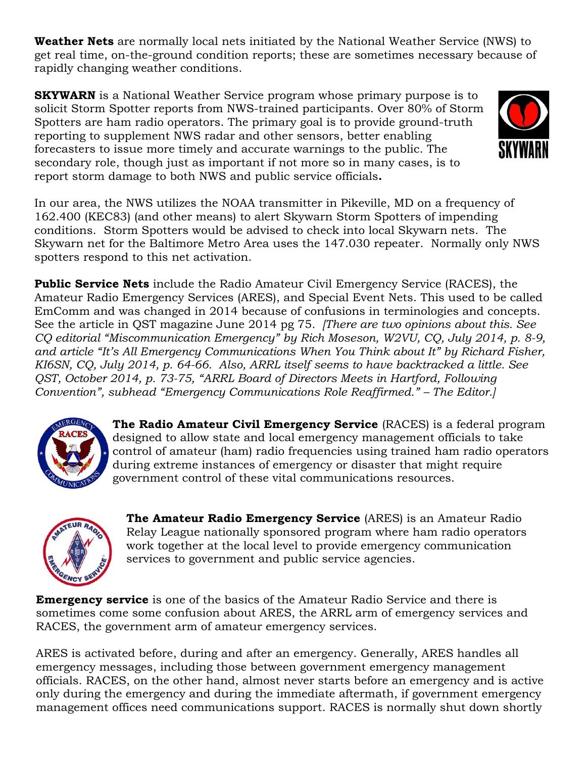**Weather Nets** are normally local nets initiated by the National Weather Service (NWS) to get real time, on-the-ground condition reports; these are sometimes necessary because of rapidly changing weather conditions.

**SKYWARN** is a National Weather Service program whose primary purpose is to solicit Storm Spotter reports from NWS-trained participants. Over 80% of Storm Spotters are ham radio operators. The primary goal is to provide ground-truth reporting to supplement NWS radar and other sensors, better enabling forecasters to issue more timely and accurate warnings to the public. The secondary role, though just as important if not more so in many cases, is to report storm damage to both NWS and public service officials**.**

In our area, the NWS utilizes the NOAA transmitter in Pikeville, MD on a frequency of 162.400 (KEC83) (and other means) to alert Skywarn Storm Spotters of impending conditions. Storm Spotters would be advised to check into local Skywarn nets. The Skywarn net for the Baltimore Metro Area uses the 147.030 repeater. Normally only NWS spotters respond to this net activation.

**Public Service Nets** include the Radio Amateur Civil Emergency Service (RACES), the Amateur Radio Emergency Services (ARES), and Special Event Nets. This used to be called EmComm and was changed in 2014 because of confusions in terminologies and concepts. See the article in QST magazine June 2014 pg 75. *[There are two opinions about this. See CQ editorial "Miscommunication Emergency" by Rich Moseson, W2VU, CQ, July 2014, p. 8-9, and article "It's All Emergency Communications When You Think about It" by Richard Fisher, KI6SN, CQ, July 2014, p. 64-66. Also, ARRL itself seems to have backtracked a little. See QST, October 2014, p. 73-75, "ARRL Board of Directors Meets in Hartford, Following Convention", subhead "Emergency Communications Role Reaffirmed." – The Editor.]*

**The Radio Amateur Civil Emergency Service** (RACES) is a federal program designed to allow state and local emergency management officials to take control of amateur (ham) radio frequencies using trained ham radio operators during extreme instances of emergency or disaster that might require government control of these vital communications resources.

**The Amateur Radio Emergency Service** (ARES) is an Amateur Radio Relay League nationally sponsored program where ham radio operators work together at the local level to provide emergency communication services to government and public service agencies.

**Emergency service** is one of the basics of the Amateur Radio Service and there is sometimes come some confusion about ARES, the ARRL arm of emergency services and RACES, the government arm of amateur emergency services.

ARES is activated before, during and after an emergency. Generally, ARES handles all emergency messages, including those between government emergency management officials. RACES, on the other hand, almost never starts before an emergency and is active only during the emergency and during the immediate aftermath, if government emergency management offices need communications support. RACES is normally shut down shortly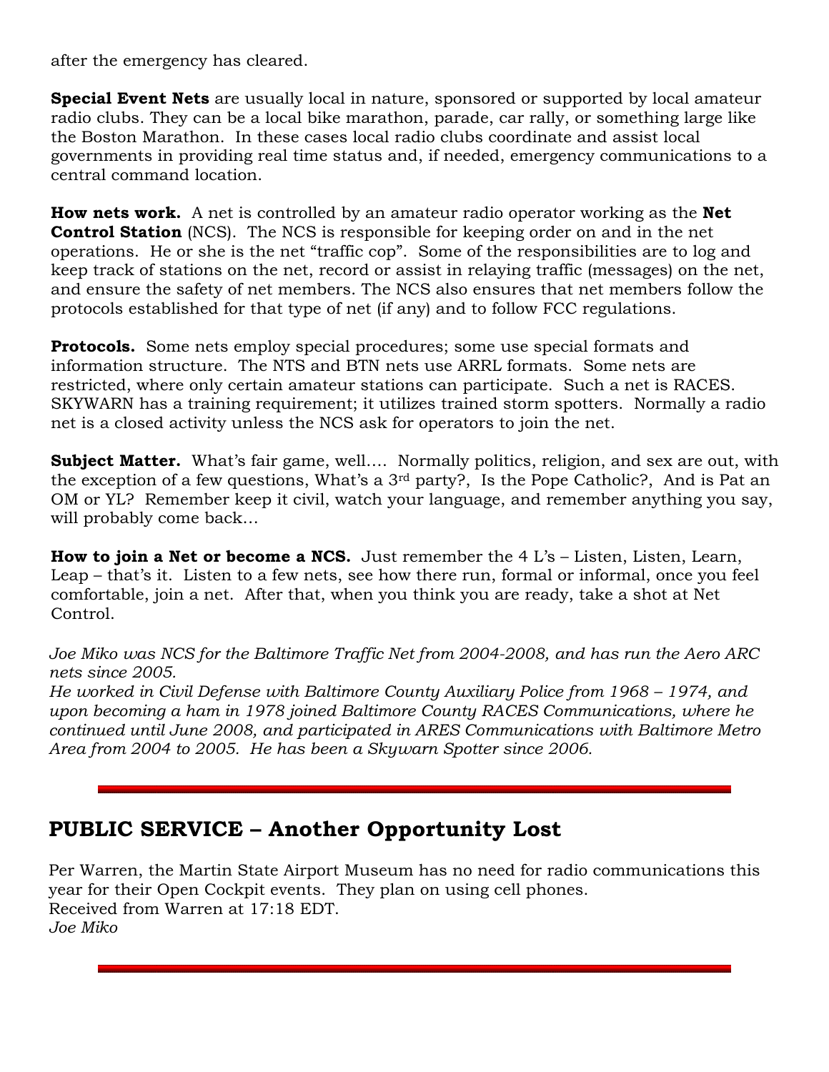after the emergency has cleared.

**Special Event Nets** are usually local in nature, sponsored or supported by local amateur radio clubs. They can be a local bike marathon, parade, car rally, or something large like the Boston Marathon. In these cases local radio clubs coordinate and assist local governments in providing real time status and, if needed, emergency communications to a central command location.

**How nets work.** A net is controlled by an amateur radio operator working as the **Net Control Station** (NCS). The NCS is responsible for keeping order on and in the net operations. He or she is the net "traffic cop". Some of the responsibilities are to log and keep track of stations on the net, record or assist in relaying traffic (messages) on the net, and ensure the safety of net members. The NCS also ensures that net members follow the protocols established for that type of net (if any) and to follow FCC regulations.

**Protocols.** Some nets employ special procedures; some use special formats and information structure. The NTS and BTN nets use ARRL formats. Some nets are restricted, where only certain amateur stations can participate. Such a net is RACES. SKYWARN has a training requirement; it utilizes trained storm spotters. Normally a radio net is a closed activity unless the NCS ask for operators to join the net.

**Subject Matter.** What's fair game, well…. Normally politics, religion, and sex are out, with the exception of a few questions, What's a 3rd party?, Is the Pope Catholic?, And is Pat an OM or YL? Remember keep it civil, watch your language, and remember anything you say, will probably come back…

**How to join a Net or become a NCS.** Just remember the 4 L's – Listen, Listen, Learn, Leap – that's it. Listen to a few nets, see how there run, formal or informal, once you feel comfortable, join a net. After that, when you think you are ready, take a shot at Net Control.

*Joe Miko was NCS for the Baltimore Traffic Net from 2004-2008, and has run the Aero ARC nets since 2005.*
*He worked in Civil Defense with Baltimore County Auxiliary Police from 1968 – 1974, and upon becoming a ham in 1978 joined Baltimore County RACES Communications, where he continued until June 2008, and participated in ARES Communications with Baltimore Metro Area from 2004 to 2005. He has been a Skywarn Spotter since 2006.*

---

## PUBLIC SERVICE – Another Opportunity Lost

Per Warren, the Martin State Airport Museum has no need for radio communications this year for their Open Cockpit events. They plan on using cell phones.
Received from Warren at 17:18 EDT.
*Joe Miko*

---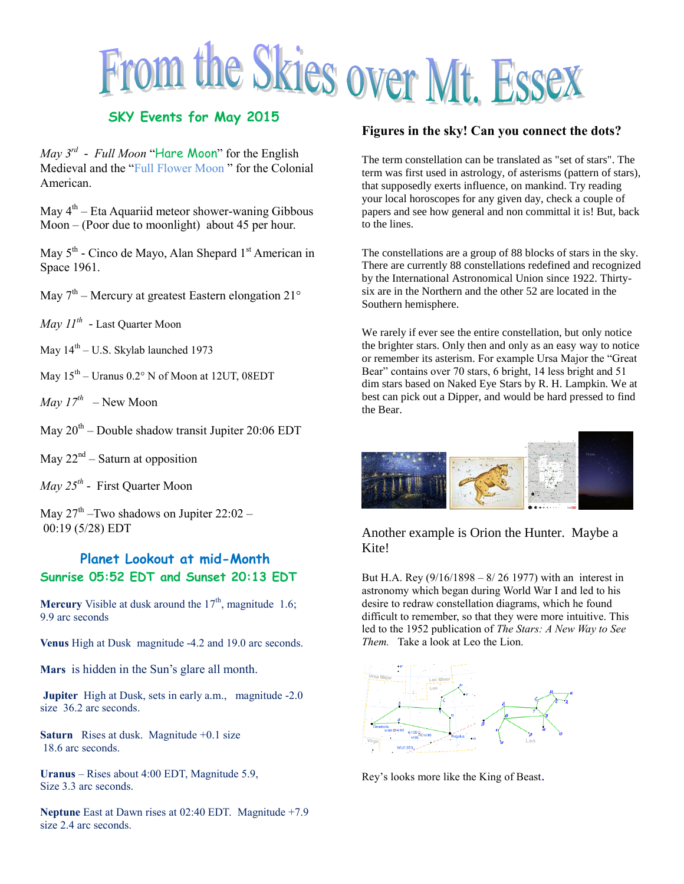# From the Skies over Mt. Essex

## SKY Events for May 2015

*May 3rd* - *Full Moon* "Hare Moon" for the English Medieval and the "Full Flower Moon " for the Colonial American.

May 4th – Eta Aquariid meteor shower-waning Gibbous Moon – (Poor due to moonlight) about 45 per hour.

May 5th - Cinco de Mayo, Alan Shepard 1st American in Space 1961.

May 7th – Mercury at greatest Eastern elongation 21°

*May 11th* - Last Quarter Moon

May 14th – U.S. Skylab launched 1973

May 15th – Uranus 0.2° N of Moon at 12UT, 08EDT

*May 17th* – New Moon

May 20th – Double shadow transit Jupiter 20:06 EDT

May 22nd – Saturn at opposition

*May 25th* - First Quarter Moon

May 27th –Two shadows on Jupiter 22:02 – 00:19 (5/28) EDT

## Planet Lookout at mid-Month
### Sunrise 05:52 EDT and Sunset 20:13 EDT

**Mercury** Visible at dusk around the 17th, magnitude 1.6; 9.9 arc seconds

**Venus** High at Dusk magnitude -4.2 and 19.0 arc seconds.

**Mars** is hidden in the Sun's glare all month.

**Jupiter** High at Dusk, sets in early a.m., magnitude -2.0 size 36.2 arc seconds.

**Saturn** Rises at dusk. Magnitude +0.1 size 18.6 arc seconds.

**Uranus** – Rises about 4:00 EDT, Magnitude 5.9, Size 3.3 arc seconds.

**Neptune** East at Dawn rises at 02:40 EDT. Magnitude +7.9 size 2.4 arc seconds.

## Figures in the sky! Can you connect the dots?

The term constellation can be translated as "set of stars". The term was first used in astrology, of asterisms (pattern of stars), that supposedly exerts influence, on mankind. Try reading your local horoscopes for any given day, check a couple of papers and see how general and non committal it is! But, back to the lines.

The constellations are a group of 88 blocks of stars in the sky. There are currently 88 constellations redefined and recognized by the International Astronomical Union since 1922. Thirty-six are in the Northern and the other 52 are located in the Southern hemisphere.

We rarely if ever see the entire constellation, but only notice the brighter stars. Only then and only as an easy way to notice or remember its asterism. For example Ursa Major the "Great Bear" contains over 70 stars, 6 bright, 14 less bright and 51 dim stars based on Naked Eye Stars by R. H. Lampkin. We at best can pick out a Dipper, and would be hard pressed to find the Bear.

Another example is Orion the Hunter. Maybe a Kite!

But H.A. Rey (9/16/1898 – 8/ 26 1977) with an interest in astronomy which began during World War I and led to his desire to redraw constellation diagrams, which he found difficult to remember, so that they were more intuitive. This led to the 1952 publication of *The Stars: A New Way to See Them.* Take a look at Leo the Lion.

Rey's looks more like the King of Beast.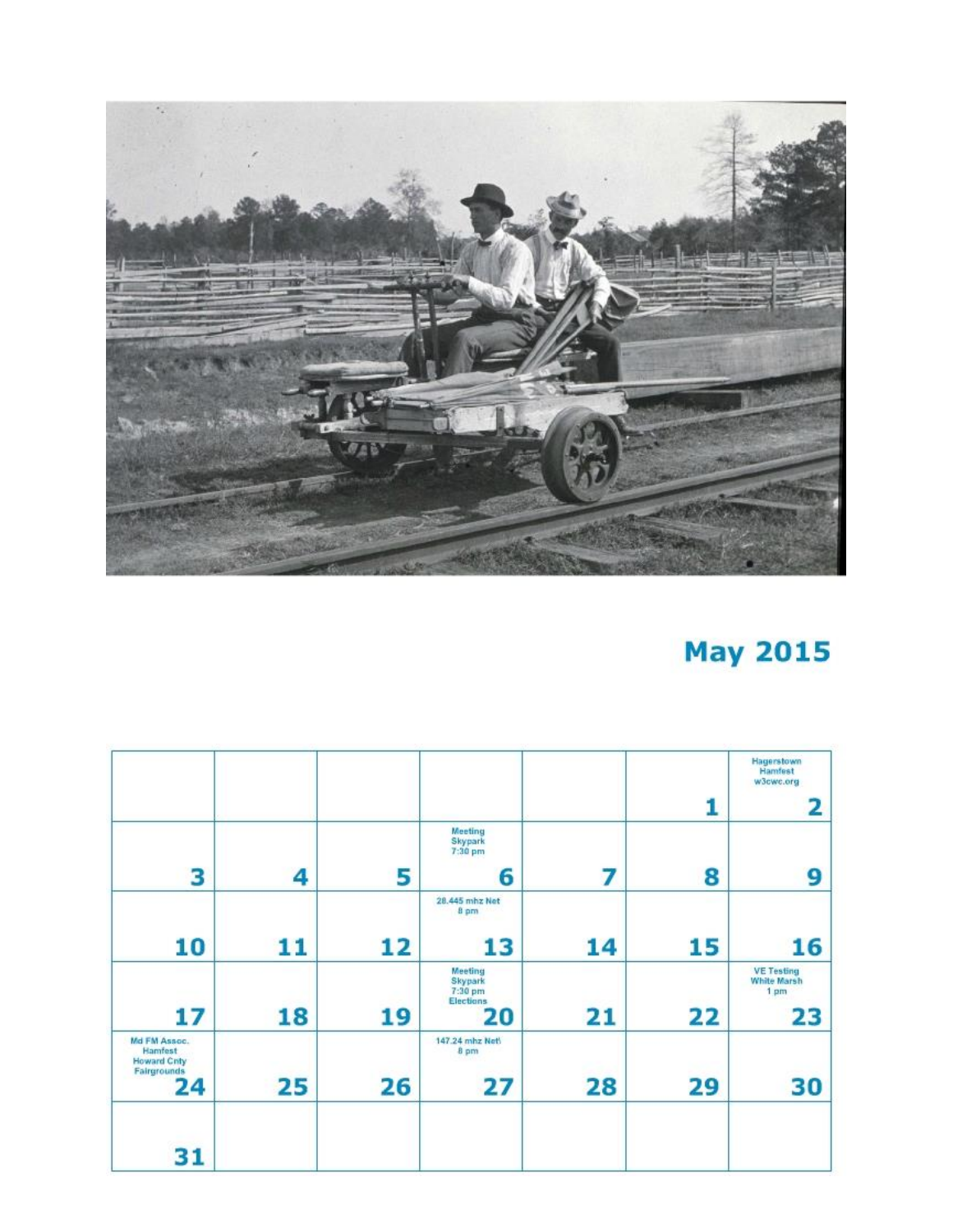## May 2015

| | | | | | | |
|---|---|---|---|---|---|---|
| | | | | | 1 | Hagerstown Hamfest w3cwc.org 2 |
| 3 | 4 | 5 | Meeting Skypark 7:30 pm 6 | 7 | 8 | 9 |
| 10 | 11 | 12 | 28.445 mhz Net 8 pm 13 | 14 | 15 | 16 |
| 17 | 18 | 19 | Meeting Skypark 7:30 pm Elections 20 | 21 | 22 | VE Testing White Marsh 1 pm 23 |
| Md FM Assoc. Hamfest Howard Cnty Fairgrounds 24 | 25 | 26 | 147.24 mhz Net\ 8 pm 27 | 28 | 29 | 30 |
| 31 | | | | | | |